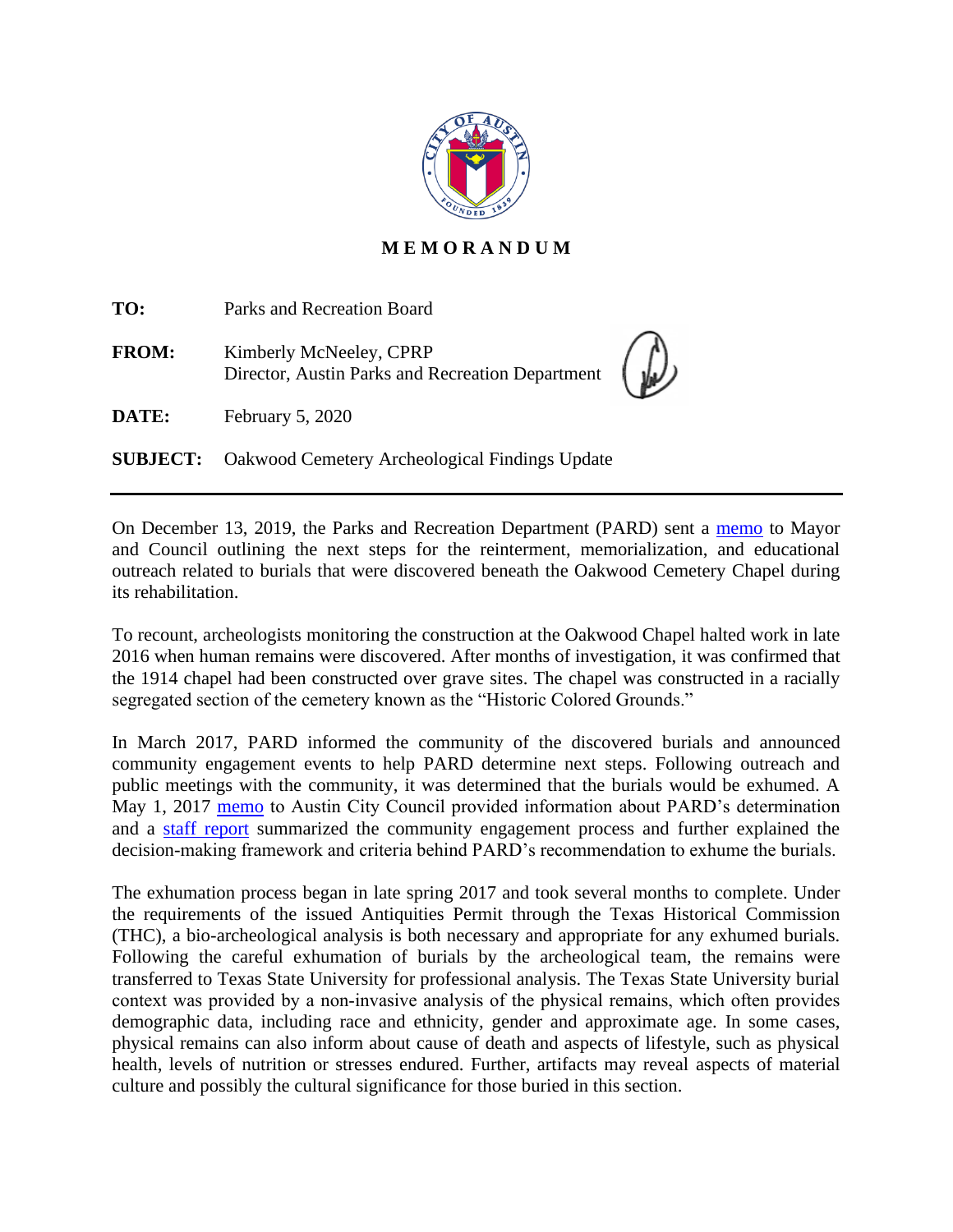# MEMORANDUM

**TO:** Parks and Recreation Board

**FROM:** Kimberly McNeeley, CPRP
Director, Austin Parks and Recreation Department

**DATE:** February 5, 2020

**SUBJECT:** Oakwood Cemetery Archeological Findings Update

---

On December 13, 2019, the Parks and Recreation Department (PARD) sent a memo to Mayor and Council outlining the next steps for the reinterment, memorialization, and educational outreach related to burials that were discovered beneath the Oakwood Cemetery Chapel during its rehabilitation.

To recount, archeologists monitoring the construction at the Oakwood Chapel halted work in late 2016 when human remains were discovered. After months of investigation, it was confirmed that the 1914 chapel had been constructed over grave sites. The chapel was constructed in a racially segregated section of the cemetery known as the "Historic Colored Grounds."

In March 2017, PARD informed the community of the discovered burials and announced community engagement events to help PARD determine next steps. Following outreach and public meetings with the community, it was determined that the burials would be exhumed. A May 1, 2017 memo to Austin City Council provided information about PARD's determination and a staff report summarized the community engagement process and further explained the decision-making framework and criteria behind PARD's recommendation to exhume the burials.

The exhumation process began in late spring 2017 and took several months to complete. Under the requirements of the issued Antiquities Permit through the Texas Historical Commission (THC), a bio-archeological analysis is both necessary and appropriate for any exhumed burials. Following the careful exhumation of burials by the archeological team, the remains were transferred to Texas State University for professional analysis. The Texas State University burial context was provided by a non-invasive analysis of the physical remains, which often provides demographic data, including race and ethnicity, gender and approximate age. In some cases, physical remains can also inform about cause of death and aspects of lifestyle, such as physical health, levels of nutrition or stresses endured. Further, artifacts may reveal aspects of material culture and possibly the cultural significance for those buried in this section.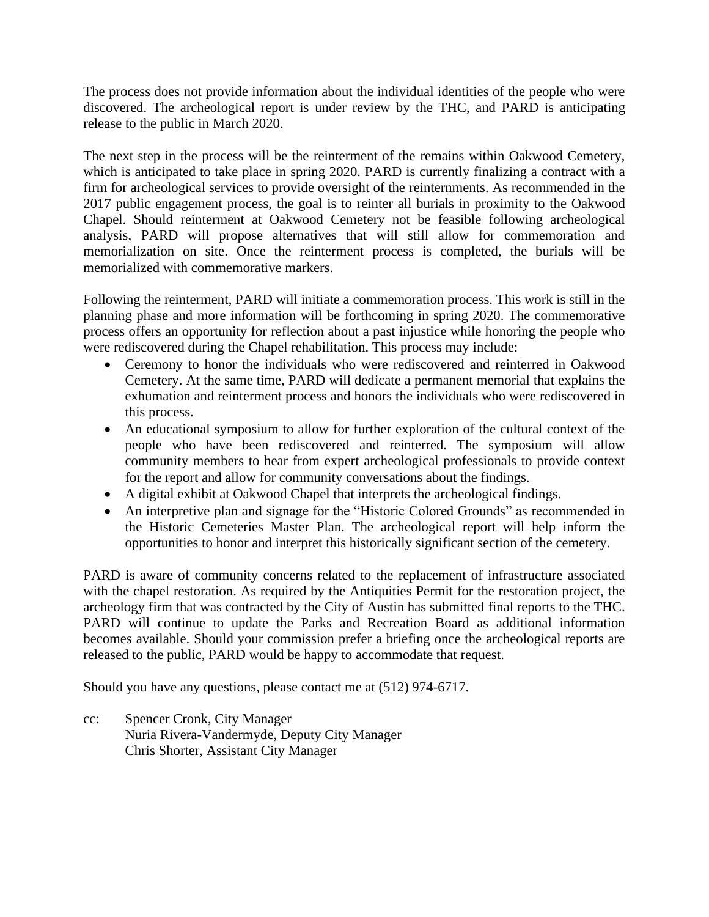The process does not provide information about the individual identities of the people who were discovered. The archeological report is under review by the THC, and PARD is anticipating release to the public in March 2020.

The next step in the process will be the reinterment of the remains within Oakwood Cemetery, which is anticipated to take place in spring 2020. PARD is currently finalizing a contract with a firm for archeological services to provide oversight of the reinternments. As recommended in the 2017 public engagement process, the goal is to reinter all burials in proximity to the Oakwood Chapel. Should reinterment at Oakwood Cemetery not be feasible following archeological analysis, PARD will propose alternatives that will still allow for commemoration and memorialization on site. Once the reinterment process is completed, the burials will be memorialized with commemorative markers.

Following the reinterment, PARD will initiate a commemoration process. This work is still in the planning phase and more information will be forthcoming in spring 2020. The commemorative process offers an opportunity for reflection about a past injustice while honoring the people who were rediscovered during the Chapel rehabilitation. This process may include:

- Ceremony to honor the individuals who were rediscovered and reinterred in Oakwood Cemetery. At the same time, PARD will dedicate a permanent memorial that explains the exhumation and reinterment process and honors the individuals who were rediscovered in this process.
- An educational symposium to allow for further exploration of the cultural context of the people who have been rediscovered and reinterred. The symposium will allow community members to hear from expert archeological professionals to provide context for the report and allow for community conversations about the findings.
- A digital exhibit at Oakwood Chapel that interprets the archeological findings.
- An interpretive plan and signage for the "Historic Colored Grounds" as recommended in the Historic Cemeteries Master Plan. The archeological report will help inform the opportunities to honor and interpret this historically significant section of the cemetery.

PARD is aware of community concerns related to the replacement of infrastructure associated with the chapel restoration. As required by the Antiquities Permit for the restoration project, the archeology firm that was contracted by the City of Austin has submitted final reports to the THC. PARD will continue to update the Parks and Recreation Board as additional information becomes available. Should your commission prefer a briefing once the archeological reports are released to the public, PARD would be happy to accommodate that request.

Should you have any questions, please contact me at (512) 974-6717.

cc: Spencer Cronk, City Manager
Nuria Rivera-Vandermyde, Deputy City Manager
Chris Shorter, Assistant City Manager